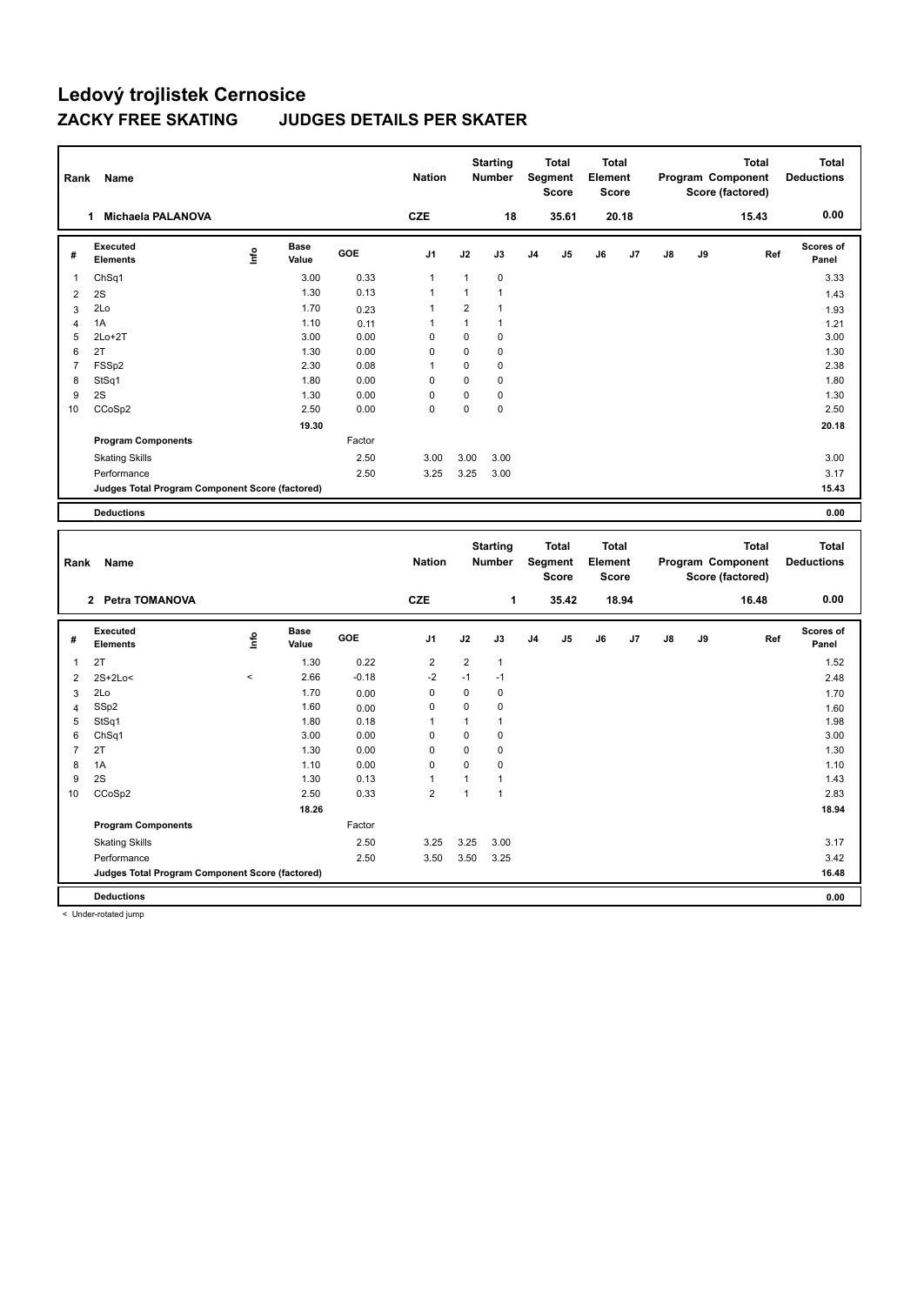# Ledový trojlistek Cernosice

## ZACKY FREE SKATING JUDGES DETAILS PER SKATER

| Rank | Name | Nation | Starting Number | Total Segment Score | Total Element Score | Total Program Component Score (factored) | Total Deductions |
|---|---|---|---|---|---|---|---|
| 1 | Michaela PALANOVA | CZE | 18 | 35.61 | 20.18 | 15.43 | 0.00 |

| # | Executed Elements | Info | Base Value | GOE | J1 | J2 | J3 | J4 | J5 | J6 | J7 | J8 | J9 | Ref | Scores of Panel |
|---|---|---|---|---|---|---|---|---|---|---|---|---|---|---|---|
| 1 | ChSq1 | | 3.00 | 0.33 | 1 | 1 | 0 | | | | | | | | 3.33 |
| 2 | 2S | | 1.30 | 0.13 | 1 | 1 | 1 | | | | | | | | 1.43 |
| 3 | 2Lo | | 1.70 | 0.23 | 1 | 2 | 1 | | | | | | | | 1.93 |
| 4 | 1A | | 1.10 | 0.11 | 1 | 1 | 1 | | | | | | | | 1.21 |
| 5 | 2Lo+2T | | 3.00 | 0.00 | 0 | 0 | 0 | | | | | | | | 3.00 |
| 6 | 2T | | 1.30 | 0.00 | 0 | 0 | 0 | | | | | | | | 1.30 |
| 7 | FSSp2 | | 2.30 | 0.08 | 1 | 0 | 0 | | | | | | | | 2.38 |
| 8 | StSq1 | | 1.80 | 0.00 | 0 | 0 | 0 | | | | | | | | 1.80 |
| 9 | 2S | | 1.30 | 0.00 | 0 | 0 | 0 | | | | | | | | 1.30 |
| 10 | CCoSp2 | | 2.50 | 0.00 | 0 | 0 | 0 | | | | | | | | 2.50 |
| | | | 19.30 | | | | | | | | | | | | 20.18 |
| | Program Components | | | Factor | | | | | | | | | | | |
| | Skating Skills | | | 2.50 | 3.00 | 3.00 | 3.00 | | | | | | | | 3.00 |
| | Performance | | | 2.50 | 3.25 | 3.25 | 3.00 | | | | | | | | 3.17 |
| | Judges Total Program Component Score (factored) | | | | | | | | | | | | | | 15.43 |
| | Deductions | | | | | | | | | | | | | | 0.00 |

| Rank | Name | Nation | Starting Number | Total Segment Score | Total Element Score | Total Program Component Score (factored) | Total Deductions |
|---|---|---|---|---|---|---|---|
| 2 | Petra TOMANOVA | CZE | 1 | 35.42 | 18.94 | 16.48 | 0.00 |

| # | Executed Elements | Info | Base Value | GOE | J1 | J2 | J3 | J4 | J5 | J6 | J7 | J8 | J9 | Ref | Scores of Panel |
|---|---|---|---|---|---|---|---|---|---|---|---|---|---|---|---|
| 1 | 2T | | 1.30 | 0.22 | 2 | 2 | 1 | | | | | | | | 1.52 |
| 2 | 2S+2Lo< | < | 2.66 | -0.18 | -2 | -1 | -1 | | | | | | | | 2.48 |
| 3 | 2Lo | | 1.70 | 0.00 | 0 | 0 | 0 | | | | | | | | 1.70 |
| 4 | SSp2 | | 1.60 | 0.00 | 0 | 0 | 0 | | | | | | | | 1.60 |
| 5 | StSq1 | | 1.80 | 0.18 | 1 | 1 | 1 | | | | | | | | 1.98 |
| 6 | ChSq1 | | 3.00 | 0.00 | 0 | 0 | 0 | | | | | | | | 3.00 |
| 7 | 2T | | 1.30 | 0.00 | 0 | 0 | 0 | | | | | | | | 1.30 |
| 8 | 1A | | 1.10 | 0.00 | 0 | 0 | 0 | | | | | | | | 1.10 |
| 9 | 2S | | 1.30 | 0.13 | 1 | 1 | 1 | | | | | | | | 1.43 |
| 10 | CCoSp2 | | 2.50 | 0.33 | 2 | 1 | 1 | | | | | | | | 2.83 |
| | | | 18.26 | | | | | | | | | | | | 18.94 |
| | Program Components | | | Factor | | | | | | | | | | | |
| | Skating Skills | | | 2.50 | 3.25 | 3.25 | 3.00 | | | | | | | | 3.17 |
| | Performance | | | 2.50 | 3.50 | 3.50 | 3.25 | | | | | | | | 3.42 |
| | Judges Total Program Component Score (factored) | | | | | | | | | | | | | | 16.48 |
| | Deductions | | | | | | | | | | | | | | 0.00 |

< Under-rotated jump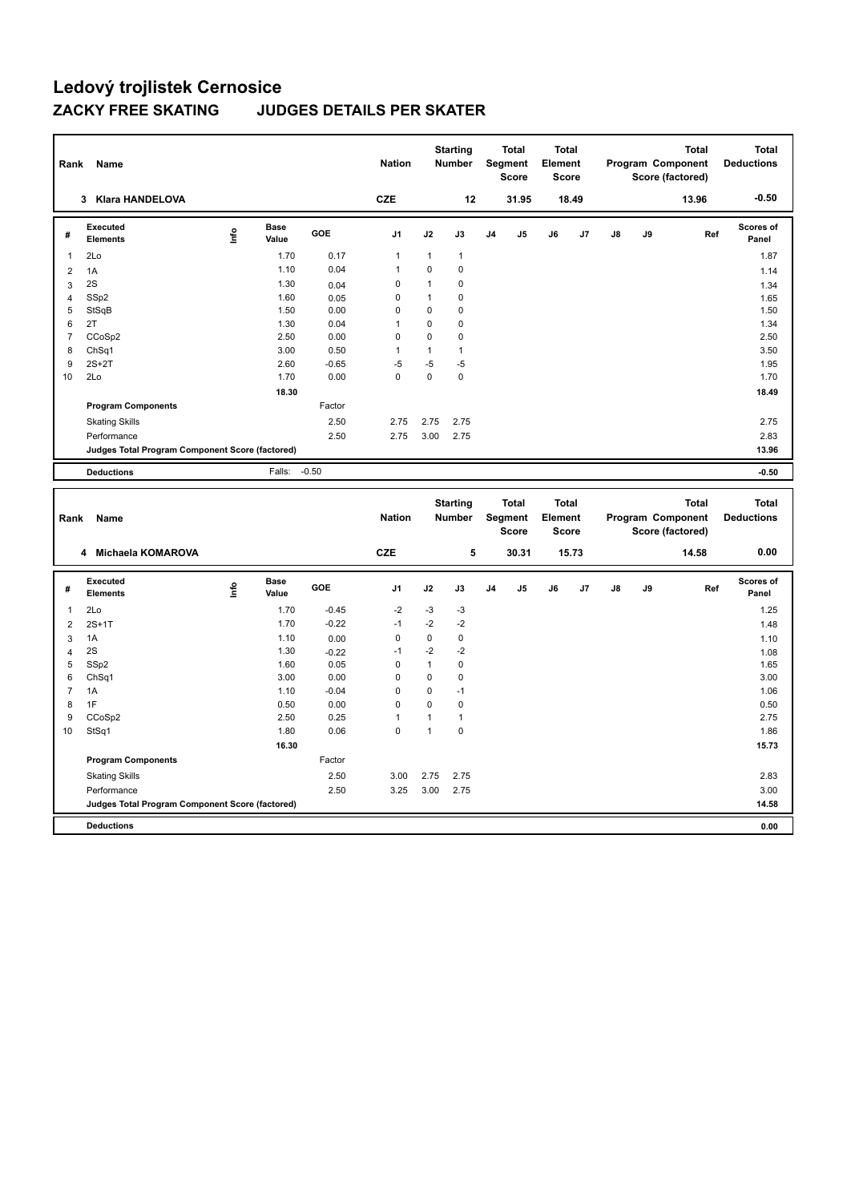# Ledový trojlistek Cernosice

## ZACKY FREE SKATING JUDGES DETAILS PER SKATER

| Rank | Name | Nation | Starting Number | Total Segment Score | Total Element Score | Total Program Component Score (factored) | Total Deductions |
|---|---|---|---|---|---|---|---|
| 3 | Klara HANDELOVA | CZE | 12 | 31.95 | 18.49 | 13.96 | -0.50 |

| # | Executed Elements | Info | Base Value | GOE | J1 | J2 | J3 | J4 | J5 | J6 | J7 | J8 | J9 | Ref | Scores of Panel |
|---|---|---|---|---|---|---|---|---|---|---|---|---|---|---|---|
| 1 | 2Lo | | 1.70 | 0.17 | 1 | 1 | 1 | | | | | | | | 1.87 |
| 2 | 1A | | 1.10 | 0.04 | 1 | 0 | 0 | | | | | | | | 1.14 |
| 3 | 2S | | 1.30 | 0.04 | 0 | 1 | 0 | | | | | | | | 1.34 |
| 4 | SSp2 | | 1.60 | 0.05 | 0 | 1 | 0 | | | | | | | | 1.65 |
| 5 | StSqB | | 1.50 | 0.00 | 0 | 0 | 0 | | | | | | | | 1.50 |
| 6 | 2T | | 1.30 | 0.04 | 1 | 0 | 0 | | | | | | | | 1.34 |
| 7 | CCoSp2 | | 2.50 | 0.00 | 0 | 0 | 0 | | | | | | | | 2.50 |
| 8 | ChSq1 | | 3.00 | 0.50 | 1 | 1 | 1 | | | | | | | | 3.50 |
| 9 | 2S+2T | | 2.60 | -0.65 | -5 | -5 | -5 | | | | | | | | 1.95 |
| 10 | 2Lo | | 1.70 | 0.00 | 0 | 0 | 0 | | | | | | | | 1.70 |
| | | | 18.30 | | | | | | | | | | | | 18.49 |
| | Program Components | | | Factor | | | | | | | | | | | |
| | Skating Skills | | | 2.50 | 2.75 | 2.75 | 2.75 | | | | | | | | 2.75 |
| | Performance | | | 2.50 | 2.75 | 3.00 | 2.75 | | | | | | | | 2.83 |
| | Judges Total Program Component Score (factored) | | | | | | | | | | | | | | 13.96 |
| | Deductions | | Falls: | -0.50 | | | | | | | | | | | -0.50 |

| Rank | Name | Nation | Starting Number | Total Segment Score | Total Element Score | Total Program Component Score (factored) | Total Deductions |
|---|---|---|---|---|---|---|---|
| 4 | Michaela KOMAROVA | CZE | 5 | 30.31 | 15.73 | 14.58 | 0.00 |

| # | Executed Elements | Info | Base Value | GOE | J1 | J2 | J3 | J4 | J5 | J6 | J7 | J8 | J9 | Ref | Scores of Panel |
|---|---|---|---|---|---|---|---|---|---|---|---|---|---|---|---|
| 1 | 2Lo | | 1.70 | -0.45 | -2 | -3 | -3 | | | | | | | | 1.25 |
| 2 | 2S+1T | | 1.70 | -0.22 | -1 | -2 | -2 | | | | | | | | 1.48 |
| 3 | 1A | | 1.10 | 0.00 | 0 | 0 | 0 | | | | | | | | 1.10 |
| 4 | 2S | | 1.30 | -0.22 | -1 | -2 | -2 | | | | | | | | 1.08 |
| 5 | SSp2 | | 1.60 | 0.05 | 0 | 1 | 0 | | | | | | | | 1.65 |
| 6 | ChSq1 | | 3.00 | 0.00 | 0 | 0 | 0 | | | | | | | | 3.00 |
| 7 | 1A | | 1.10 | -0.04 | 0 | 0 | -1 | | | | | | | | 1.06 |
| 8 | 1F | | 0.50 | 0.00 | 0 | 0 | 0 | | | | | | | | 0.50 |
| 9 | CCoSp2 | | 2.50 | 0.25 | 1 | 1 | 1 | | | | | | | | 2.75 |
| 10 | StSq1 | | 1.80 | 0.06 | 0 | 1 | 0 | | | | | | | | 1.86 |
| | | | 16.30 | | | | | | | | | | | | 15.73 |
| | Program Components | | | Factor | | | | | | | | | | | |
| | Skating Skills | | | 2.50 | 3.00 | 2.75 | 2.75 | | | | | | | | 2.83 |
| | Performance | | | 2.50 | 3.25 | 3.00 | 2.75 | | | | | | | | 3.00 |
| | Judges Total Program Component Score (factored) | | | | | | | | | | | | | | 14.58 |
| | Deductions | | | | | | | | | | | | | | 0.00 |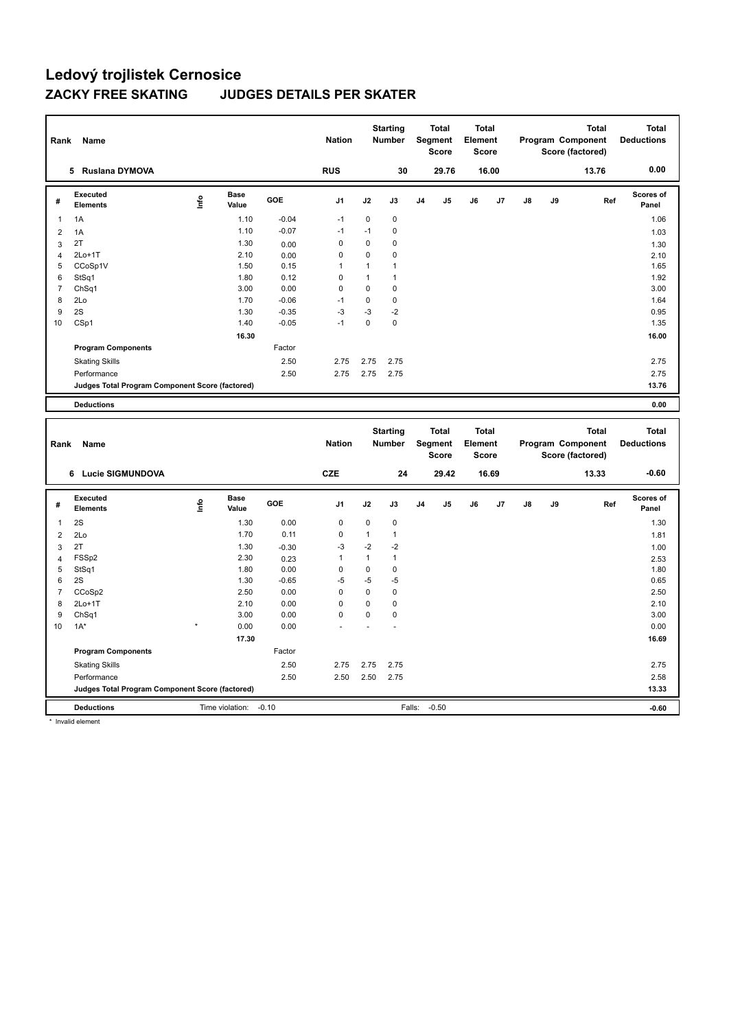# Ledový trojlistek Cernosice

## ZACKY FREE SKATING JUDGES DETAILS PER SKATER

| Rank | Name | Nation | Starting Number | Total Segment Score | Total Element Score | Total Program Component Score (factored) | Total Deductions |
|---|---|---|---|---|---|---|---|
| 5 | Ruslana DYMOVA | RUS | 30 | 29.76 | 16.00 | 13.76 | 0.00 |

| # | Executed Elements | Info | Base Value | GOE | J1 | J2 | J3 | J4 | J5 | J6 | J7 | J8 | J9 | Ref | Scores of Panel |
|---|---|---|---|---|---|---|---|---|---|---|---|---|---|---|---|
| 1 | 1A | | 1.10 | -0.04 | -1 | 0 | 0 | | | | | | | | 1.06 |
| 2 | 1A | | 1.10 | -0.07 | -1 | -1 | 0 | | | | | | | | 1.03 |
| 3 | 2T | | 1.30 | 0.00 | 0 | 0 | 0 | | | | | | | | 1.30 |
| 4 | 2Lo+1T | | 2.10 | 0.00 | 0 | 0 | 0 | | | | | | | | 2.10 |
| 5 | CCoSp1V | | 1.50 | 0.15 | 1 | 1 | 1 | | | | | | | | 1.65 |
| 6 | StSq1 | | 1.80 | 0.12 | 0 | 1 | 1 | | | | | | | | 1.92 |
| 7 | ChSq1 | | 3.00 | 0.00 | 0 | 0 | 0 | | | | | | | | 3.00 |
| 8 | 2Lo | | 1.70 | -0.06 | -1 | 0 | 0 | | | | | | | | 1.64 |
| 9 | 2S | | 1.30 | -0.35 | -3 | -3 | -2 | | | | | | | | 0.95 |
| 10 | CSp1 | | 1.40 | -0.05 | -1 | 0 | 0 | | | | | | | | 1.35 |
| | | | 16.30 | | | | | | | | | | | | 16.00 |
| | Program Components | | | Factor | | | | | | | | | | | |
| | Skating Skills | | | 2.50 | 2.75 | 2.75 | 2.75 | | | | | | | | 2.75 |
| | Performance | | | 2.50 | 2.75 | 2.75 | 2.75 | | | | | | | | 2.75 |
| | Judges Total Program Component Score (factored) | | | | | | | | | | | | | | 13.76 |
| | Deductions | | | | | | | | | | | | | | 0.00 |

| Rank | Name | Nation | Starting Number | Total Segment Score | Total Element Score | Total Program Component Score (factored) | Total Deductions |
|---|---|---|---|---|---|---|---|
| 6 | Lucie SIGMUNDOVA | CZE | 24 | 29.42 | 16.69 | 13.33 | -0.60 |

| # | Executed Elements | Info | Base Value | GOE | J1 | J2 | J3 | J4 | J5 | J6 | J7 | J8 | J9 | Ref | Scores of Panel |
|---|---|---|---|---|---|---|---|---|---|---|---|---|---|---|---|
| 1 | 2S | | 1.30 | 0.00 | 0 | 0 | 0 | | | | | | | | 1.30 |
| 2 | 2Lo | | 1.70 | 0.11 | 0 | 1 | 1 | | | | | | | | 1.81 |
| 3 | 2T | | 1.30 | -0.30 | -3 | -2 | -2 | | | | | | | | 1.00 |
| 4 | FSSp2 | | 2.30 | 0.23 | 1 | 1 | 1 | | | | | | | | 2.53 |
| 5 | StSq1 | | 1.80 | 0.00 | 0 | 0 | 0 | | | | | | | | 1.80 |
| 6 | 2S | | 1.30 | -0.65 | -5 | -5 | -5 | | | | | | | | 0.65 |
| 7 | CCoSp2 | | 2.50 | 0.00 | 0 | 0 | 0 | | | | | | | | 2.50 |
| 8 | 2Lo+1T | | 2.10 | 0.00 | 0 | 0 | 0 | | | | | | | | 2.10 |
| 9 | ChSq1 | | 3.00 | 0.00 | 0 | 0 | 0 | | | | | | | | 3.00 |
| 10 | 1A* | * | 0.00 | 0.00 | - | - | - | | | | | | | | 0.00 |
| | | | 17.30 | | | | | | | | | | | | 16.69 |
| | Program Components | | | Factor | | | | | | | | | | | |
| | Skating Skills | | | 2.50 | 2.75 | 2.75 | 2.75 | | | | | | | | 2.75 |
| | Performance | | | 2.50 | 2.50 | 2.50 | 2.75 | | | | | | | | 2.58 |
| | Judges Total Program Component Score (factored) | | | | | | | | | | | | | | 13.33 |
| | Deductions | | Time violation: -0.10 | | | | Falls: -0.50 | | | | | | | | -0.60 |

\* Invalid element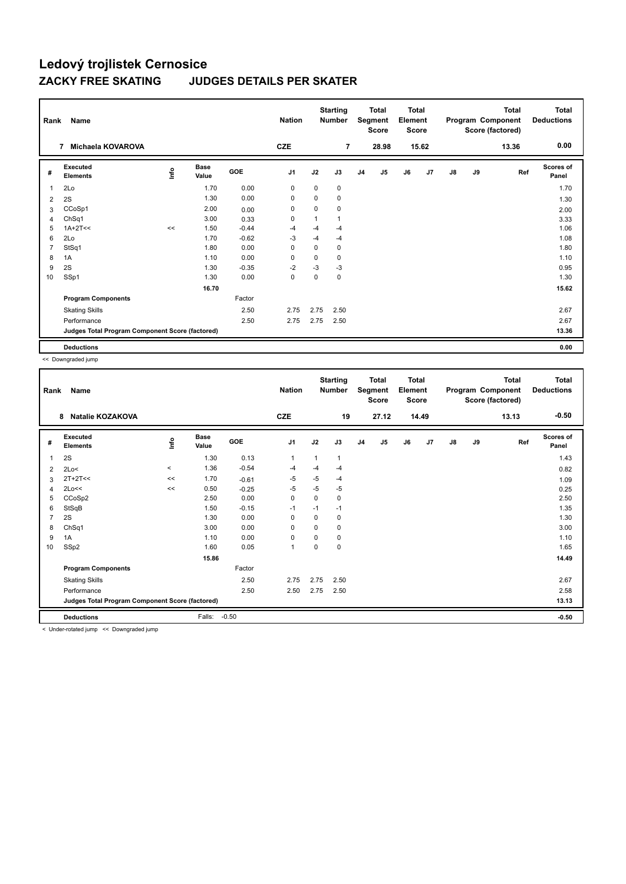# Ledový trojlistek Cernosice

## ZACKY FREE SKATING JUDGES DETAILS PER SKATER

| Rank | Name | Nation | Starting Number | Total Segment Score | Total Element Score | Total Program Component Score (factored) | Total Deductions |
|---|---|---|---|---|---|---|---|
| 7 | Michaela KOVAROVA | CZE | 7 | 28.98 | 15.62 | 13.36 | 0.00 |

| # | Executed Elements | Info | Base Value | GOE | J1 | J2 | J3 | J4 | J5 | J6 | J7 | J8 | J9 | Ref | Scores of Panel |
|---|---|---|---|---|---|---|---|---|---|---|---|---|---|---|---|
| 1 | 2Lo | | 1.70 | 0.00 | 0 | 0 | 0 | | | | | | | | 1.70 |
| 2 | 2S | | 1.30 | 0.00 | 0 | 0 | 0 | | | | | | | | 1.30 |
| 3 | CCoSp1 | | 2.00 | 0.00 | 0 | 0 | 0 | | | | | | | | 2.00 |
| 4 | ChSq1 | | 3.00 | 0.33 | 0 | 1 | 1 | | | | | | | | 3.33 |
| 5 | 1A+2T<< | << | 1.50 | -0.44 | -4 | -4 | -4 | | | | | | | | 1.06 |
| 6 | 2Lo | | 1.70 | -0.62 | -3 | -4 | -4 | | | | | | | | 1.08 |
| 7 | StSq1 | | 1.80 | 0.00 | 0 | 0 | 0 | | | | | | | | 1.80 |
| 8 | 1A | | 1.10 | 0.00 | 0 | 0 | 0 | | | | | | | | 1.10 |
| 9 | 2S | | 1.30 | -0.35 | -2 | -3 | -3 | | | | | | | | 0.95 |
| 10 | SSp1 | | 1.30 | 0.00 | 0 | 0 | 0 | | | | | | | | 1.30 |
| | | | 16.70 | | | | | | | | | | | | 15.62 |
| | Program Components | | | Factor | | | | | | | | | | | |
| | Skating Skills | | | 2.50 | 2.75 | 2.75 | 2.50 | | | | | | | | 2.67 |
| | Performance | | | 2.50 | 2.75 | 2.75 | 2.50 | | | | | | | | 2.67 |
| | Judges Total Program Component Score (factored) | | | | | | | | | | | | | | 13.36 |
| | Deductions | | | | | | | | | | | | | | 0.00 |

<< Downgraded jump

| Rank | Name | Nation | Starting Number | Total Segment Score | Total Element Score | Total Program Component Score (factored) | Total Deductions |
|---|---|---|---|---|---|---|---|
| 8 | Natalie KOZAKOVA | CZE | 19 | 27.12 | 14.49 | 13.13 | -0.50 |

| # | Executed Elements | Info | Base Value | GOE | J1 | J2 | J3 | J4 | J5 | J6 | J7 | J8 | J9 | Ref | Scores of Panel |
|---|---|---|---|---|---|---|---|---|---|---|---|---|---|---|---|
| 1 | 2S | | 1.30 | 0.13 | 1 | 1 | 1 | | | | | | | | 1.43 |
| 2 | 2Lo< | < | 1.36 | -0.54 | -4 | -4 | -4 | | | | | | | | 0.82 |
| 3 | 2T+2T<< | << | 1.70 | -0.61 | -5 | -5 | -4 | | | | | | | | 1.09 |
| 4 | 2Lo<< | << | 0.50 | -0.25 | -5 | -5 | -5 | | | | | | | | 0.25 |
| 5 | CCoSp2 | | 2.50 | 0.00 | 0 | 0 | 0 | | | | | | | | 2.50 |
| 6 | StSqB | | 1.50 | -0.15 | -1 | -1 | -1 | | | | | | | | 1.35 |
| 7 | 2S | | 1.30 | 0.00 | 0 | 0 | 0 | | | | | | | | 1.30 |
| 8 | ChSq1 | | 3.00 | 0.00 | 0 | 0 | 0 | | | | | | | | 3.00 |
| 9 | 1A | | 1.10 | 0.00 | 0 | 0 | 0 | | | | | | | | 1.10 |
| 10 | SSp2 | | 1.60 | 0.05 | 1 | 0 | 0 | | | | | | | | 1.65 |
| | | | 15.86 | | | | | | | | | | | | 14.49 |
| | Program Components | | | Factor | | | | | | | | | | | |
| | Skating Skills | | | 2.50 | 2.75 | 2.75 | 2.50 | | | | | | | | 2.67 |
| | Performance | | | 2.50 | 2.50 | 2.75 | 2.50 | | | | | | | | 2.58 |
| | Judges Total Program Component Score (factored) | | | | | | | | | | | | | | 13.13 |
| | Deductions | | Falls: | -0.50 | | | | | | | | | | | -0.50 |

< Under-rotated jump << Downgraded jump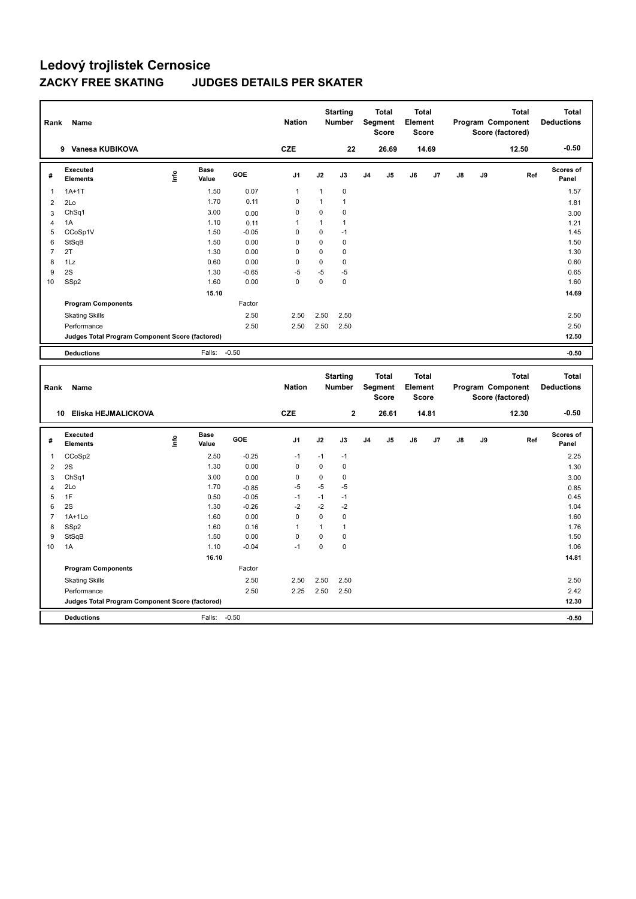# Ledový trojlistek Cernosice

## ZACKY FREE SKATING JUDGES DETAILS PER SKATER

| Rank | Name | Nation | Starting Number | Total Segment Score | Total Element Score | Total Program Component Score (factored) | Total Deductions |
|---|---|---|---|---|---|---|---|
| 9 | Vanesa KUBIKOVA | CZE | 22 | 26.69 | 14.69 | 12.50 | -0.50 |

| # | Executed Elements | Info | Base Value | GOE | J1 | J2 | J3 | J4 | J5 | J6 | J7 | J8 | J9 | Ref | Scores of Panel |
|---|---|---|---|---|---|---|---|---|---|---|---|---|---|---|---|
| 1 | 1A+1T | | 1.50 | 0.07 | 1 | 1 | 0 | | | | | | | | 1.57 |
| 2 | 2Lo | | 1.70 | 0.11 | 0 | 1 | 1 | | | | | | | | 1.81 |
| 3 | ChSq1 | | 3.00 | 0.00 | 0 | 0 | 0 | | | | | | | | 3.00 |
| 4 | 1A | | 1.10 | 0.11 | 1 | 1 | 1 | | | | | | | | 1.21 |
| 5 | CCoSp1V | | 1.50 | -0.05 | 0 | 0 | -1 | | | | | | | | 1.45 |
| 6 | StSqB | | 1.50 | 0.00 | 0 | 0 | 0 | | | | | | | | 1.50 |
| 7 | 2T | | 1.30 | 0.00 | 0 | 0 | 0 | | | | | | | | 1.30 |
| 8 | 1Lz | | 0.60 | 0.00 | 0 | 0 | 0 | | | | | | | | 0.60 |
| 9 | 2S | | 1.30 | -0.65 | -5 | -5 | -5 | | | | | | | | 0.65 |
| 10 | SSp2 | | 1.60 | 0.00 | 0 | 0 | 0 | | | | | | | | 1.60 |
| | | | 15.10 | | | | | | | | | | | | 14.69 |
| | Program Components | | | Factor | | | | | | | | | | | |
| | Skating Skills | | | 2.50 | 2.50 | 2.50 | 2.50 | | | | | | | | 2.50 |
| | Performance | | | 2.50 | 2.50 | 2.50 | 2.50 | | | | | | | | 2.50 |
| | Judges Total Program Component Score (factored) | | | | | | | | | | | | | | 12.50 |
| | Deductions | | Falls: | -0.50 | | | | | | | | | | | -0.50 |

| Rank | Name | Nation | Starting Number | Total Segment Score | Total Element Score | Total Program Component Score (factored) | Total Deductions |
|---|---|---|---|---|---|---|---|
| 10 | Eliska HEJMALICKOVA | CZE | 2 | 26.61 | 14.81 | 12.30 | -0.50 |

| # | Executed Elements | Info | Base Value | GOE | J1 | J2 | J3 | J4 | J5 | J6 | J7 | J8 | J9 | Ref | Scores of Panel |
|---|---|---|---|---|---|---|---|---|---|---|---|---|---|---|---|
| 1 | CCoSp2 | | 2.50 | -0.25 | -1 | -1 | -1 | | | | | | | | 2.25 |
| 2 | 2S | | 1.30 | 0.00 | 0 | 0 | 0 | | | | | | | | 1.30 |
| 3 | ChSq1 | | 3.00 | 0.00 | 0 | 0 | 0 | | | | | | | | 3.00 |
| 4 | 2Lo | | 1.70 | -0.85 | -5 | -5 | -5 | | | | | | | | 0.85 |
| 5 | 1F | | 0.50 | -0.05 | -1 | -1 | -1 | | | | | | | | 0.45 |
| 6 | 2S | | 1.30 | -0.26 | -2 | -2 | -2 | | | | | | | | 1.04 |
| 7 | 1A+1Lo | | 1.60 | 0.00 | 0 | 0 | 0 | | | | | | | | 1.60 |
| 8 | SSp2 | | 1.60 | 0.16 | 1 | 1 | 1 | | | | | | | | 1.76 |
| 9 | StSqB | | 1.50 | 0.00 | 0 | 0 | 0 | | | | | | | | 1.50 |
| 10 | 1A | | 1.10 | -0.04 | -1 | 0 | 0 | | | | | | | | 1.06 |
| | | | 16.10 | | | | | | | | | | | | 14.81 |
| | Program Components | | | Factor | | | | | | | | | | | |
| | Skating Skills | | | 2.50 | 2.50 | 2.50 | 2.50 | | | | | | | | 2.50 |
| | Performance | | | 2.50 | 2.25 | 2.50 | 2.50 | | | | | | | | 2.42 |
| | Judges Total Program Component Score (factored) | | | | | | | | | | | | | | 12.30 |
| | Deductions | | Falls: | -0.50 | | | | | | | | | | | -0.50 |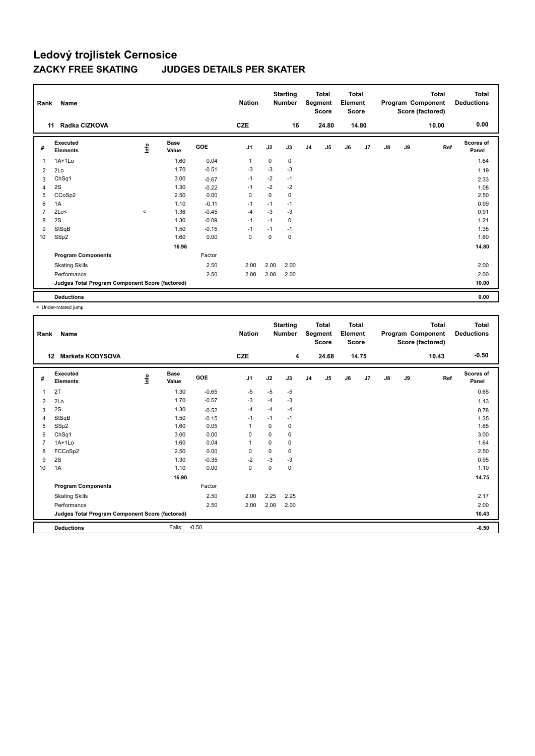# Ledový trojlistek Cernosice

## ZACKY FREE SKATING JUDGES DETAILS PER SKATER

| Rank | Name | Nation | Starting Number | Total Segment Score | Total Element Score | Total Program Component Score (factored) | Total Deductions |
|---|---|---|---|---|---|---|---|
| 11 | Radka CIZKOVA | CZE | 16 | 24.80 | 14.80 | 10.00 | 0.00 |

| # | Executed Elements | Info | Base Value | GOE | J1 | J2 | J3 | J4 | J5 | J6 | J7 | J8 | J9 | Ref | Scores of Panel |
|---|---|---|---|---|---|---|---|---|---|---|---|---|---|---|---|
| 1 | 1A+1Lo | | 1.60 | 0.04 | 1 | 0 | 0 | | | | | | | | 1.64 |
| 2 | 2Lo | | 1.70 | -0.51 | -3 | -3 | -3 | | | | | | | | 1.19 |
| 3 | ChSq1 | | 3.00 | -0.67 | -1 | -2 | -1 | | | | | | | | 2.33 |
| 4 | 2S | | 1.30 | -0.22 | -1 | -2 | -2 | | | | | | | | 1.08 |
| 5 | CCoSp2 | | 2.50 | 0.00 | 0 | 0 | 0 | | | | | | | | 2.50 |
| 6 | 1A | | 1.10 | -0.11 | -1 | -1 | -1 | | | | | | | | 0.99 |
| 7 | 2Lo< | < | 1.36 | -0.45 | -4 | -3 | -3 | | | | | | | | 0.91 |
| 8 | 2S | | 1.30 | -0.09 | -1 | -1 | 0 | | | | | | | | 1.21 |
| 9 | StSqB | | 1.50 | -0.15 | -1 | -1 | -1 | | | | | | | | 1.35 |
| 10 | SSp2 | | 1.60 | 0.00 | 0 | 0 | 0 | | | | | | | | 1.60 |
| | | | 16.96 | | | | | | | | | | | | 14.80 |
| | **Program Components** | | | Factor | | | | | | | | | | | |
| | Skating Skills | | | 2.50 | 2.00 | 2.00 | 2.00 | | | | | | | | 2.00 |
| | Performance | | | 2.50 | 2.00 | 2.00 | 2.00 | | | | | | | | 2.00 |
| | **Judges Total Program Component Score (factored)** | | | | | | | | | | | | | | 10.00 |
| | **Deductions** | | | | | | | | | | | | | | 0.00 |

< Under-rotated jump

| Rank | Name | Nation | Starting Number | Total Segment Score | Total Element Score | Total Program Component Score (factored) | Total Deductions |
|---|---|---|---|---|---|---|---|
| 12 | Marketa KODYSOVA | CZE | 4 | 24.68 | 14.75 | 10.43 | -0.50 |

| # | Executed Elements | Info | Base Value | GOE | J1 | J2 | J3 | J4 | J5 | J6 | J7 | J8 | J9 | Ref | Scores of Panel |
|---|---|---|---|---|---|---|---|---|---|---|---|---|---|---|---|
| 1 | 2T | | 1.30 | -0.65 | -5 | -5 | -5 | | | | | | | | 0.65 |
| 2 | 2Lo | | 1.70 | -0.57 | -3 | -4 | -3 | | | | | | | | 1.13 |
| 3 | 2S | | 1.30 | -0.52 | -4 | -4 | -4 | | | | | | | | 0.78 |
| 4 | StSqB | | 1.50 | -0.15 | -1 | -1 | -1 | | | | | | | | 1.35 |
| 5 | SSp2 | | 1.60 | 0.05 | 1 | 0 | 0 | | | | | | | | 1.65 |
| 6 | ChSq1 | | 3.00 | 0.00 | 0 | 0 | 0 | | | | | | | | 3.00 |
| 7 | 1A+1Lo | | 1.60 | 0.04 | 1 | 0 | 0 | | | | | | | | 1.64 |
| 8 | FCCoSp2 | | 2.50 | 0.00 | 0 | 0 | 0 | | | | | | | | 2.50 |
| 9 | 2S | | 1.30 | -0.35 | -2 | -3 | -3 | | | | | | | | 0.95 |
| 10 | 1A | | 1.10 | 0.00 | 0 | 0 | 0 | | | | | | | | 1.10 |
| | | | 16.90 | | | | | | | | | | | | 14.75 |
| | **Program Components** | | | Factor | | | | | | | | | | | |
| | Skating Skills | | | 2.50 | 2.00 | 2.25 | 2.25 | | | | | | | | 2.17 |
| | Performance | | | 2.50 | 2.00 | 2.00 | 2.00 | | | | | | | | 2.00 |
| | **Judges Total Program Component Score (factored)** | | | | | | | | | | | | | | 10.43 |
| | **Deductions** | | Falls: | -0.50 | | | | | | | | | | | -0.50 |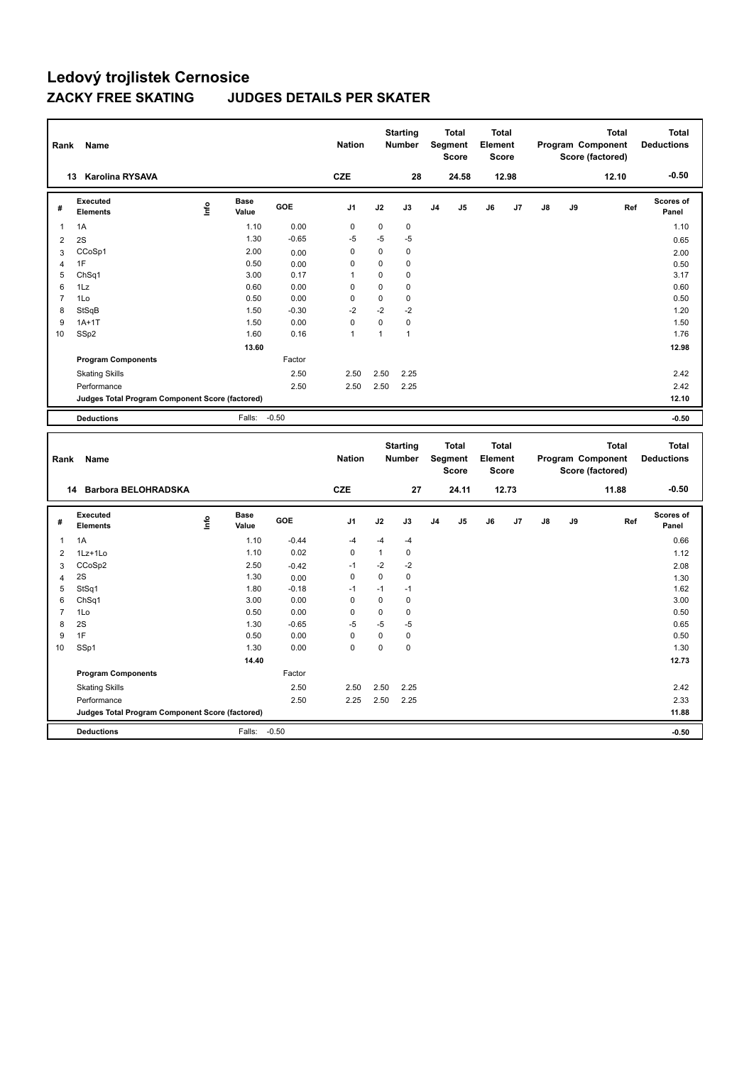# Ledový trojlistek Cernosice

## ZACKY FREE SKATING JUDGES DETAILS PER SKATER

| Rank | Name | Nation | Starting Number | Total Segment Score | Total Element Score | Total Program Component Score (factored) | Total Deductions |
|---|---|---|---|---|---|---|---|
| 13 | Karolina RYSAVA | CZE | 28 | 24.58 | 12.98 | 12.10 | -0.50 |

| # | Executed Elements | Info | Base Value | GOE | J1 | J2 | J3 | J4 | J5 | J6 | J7 | J8 | J9 | Ref | Scores of Panel |
|---|---|---|---|---|---|---|---|---|---|---|---|---|---|---|---|
| 1 | 1A | | 1.10 | 0.00 | 0 | 0 | 0 | | | | | | | | 1.10 |
| 2 | 2S | | 1.30 | -0.65 | -5 | -5 | -5 | | | | | | | | 0.65 |
| 3 | CCoSp1 | | 2.00 | 0.00 | 0 | 0 | 0 | | | | | | | | 2.00 |
| 4 | 1F | | 0.50 | 0.00 | 0 | 0 | 0 | | | | | | | | 0.50 |
| 5 | ChSq1 | | 3.00 | 0.17 | 1 | 0 | 0 | | | | | | | | 3.17 |
| 6 | 1Lz | | 0.60 | 0.00 | 0 | 0 | 0 | | | | | | | | 0.60 |
| 7 | 1Lo | | 0.50 | 0.00 | 0 | 0 | 0 | | | | | | | | 0.50 |
| 8 | StSqB | | 1.50 | -0.30 | -2 | -2 | -2 | | | | | | | | 1.20 |
| 9 | 1A+1T | | 1.50 | 0.00 | 0 | 0 | 0 | | | | | | | | 1.50 |
| 10 | SSp2 | | 1.60 | 0.16 | 1 | 1 | 1 | | | | | | | | 1.76 |
| | | | 13.60 | | | | | | | | | | | | 12.98 |
| | Program Components | | | Factor | | | | | | | | | | | |
| | Skating Skills | | | 2.50 | 2.50 | 2.50 | 2.25 | | | | | | | | 2.42 |
| | Performance | | | 2.50 | 2.50 | 2.50 | 2.25 | | | | | | | | 2.42 |
| | Judges Total Program Component Score (factored) | | | | | | | | | | | | | | 12.10 |
| | Deductions | | Falls: | -0.50 | | | | | | | | | | | -0.50 |

| Rank | Name | Nation | Starting Number | Total Segment Score | Total Element Score | Total Program Component Score (factored) | Total Deductions |
|---|---|---|---|---|---|---|---|
| 14 | Barbora BELOHRADSKA | CZE | 27 | 24.11 | 12.73 | 11.88 | -0.50 |

| # | Executed Elements | Info | Base Value | GOE | J1 | J2 | J3 | J4 | J5 | J6 | J7 | J8 | J9 | Ref | Scores of Panel |
|---|---|---|---|---|---|---|---|---|---|---|---|---|---|---|---|
| 1 | 1A | | 1.10 | -0.44 | -4 | -4 | -4 | | | | | | | | 0.66 |
| 2 | 1Lz+1Lo | | 1.10 | 0.02 | 0 | 1 | 0 | | | | | | | | 1.12 |
| 3 | CCoSp2 | | 2.50 | -0.42 | -1 | -2 | -2 | | | | | | | | 2.08 |
| 4 | 2S | | 1.30 | 0.00 | 0 | 0 | 0 | | | | | | | | 1.30 |
| 5 | StSq1 | | 1.80 | -0.18 | -1 | -1 | -1 | | | | | | | | 1.62 |
| 6 | ChSq1 | | 3.00 | 0.00 | 0 | 0 | 0 | | | | | | | | 3.00 |
| 7 | 1Lo | | 0.50 | 0.00 | 0 | 0 | 0 | | | | | | | | 0.50 |
| 8 | 2S | | 1.30 | -0.65 | -5 | -5 | -5 | | | | | | | | 0.65 |
| 9 | 1F | | 0.50 | 0.00 | 0 | 0 | 0 | | | | | | | | 0.50 |
| 10 | SSp1 | | 1.30 | 0.00 | 0 | 0 | 0 | | | | | | | | 1.30 |
| | | | 14.40 | | | | | | | | | | | | 12.73 |
| | Program Components | | | Factor | | | | | | | | | | | |
| | Skating Skills | | | 2.50 | 2.50 | 2.50 | 2.25 | | | | | | | | 2.42 |
| | Performance | | | 2.50 | 2.25 | 2.50 | 2.25 | | | | | | | | 2.33 |
| | Judges Total Program Component Score (factored) | | | | | | | | | | | | | | 11.88 |
| | Deductions | | Falls: | -0.50 | | | | | | | | | | | -0.50 |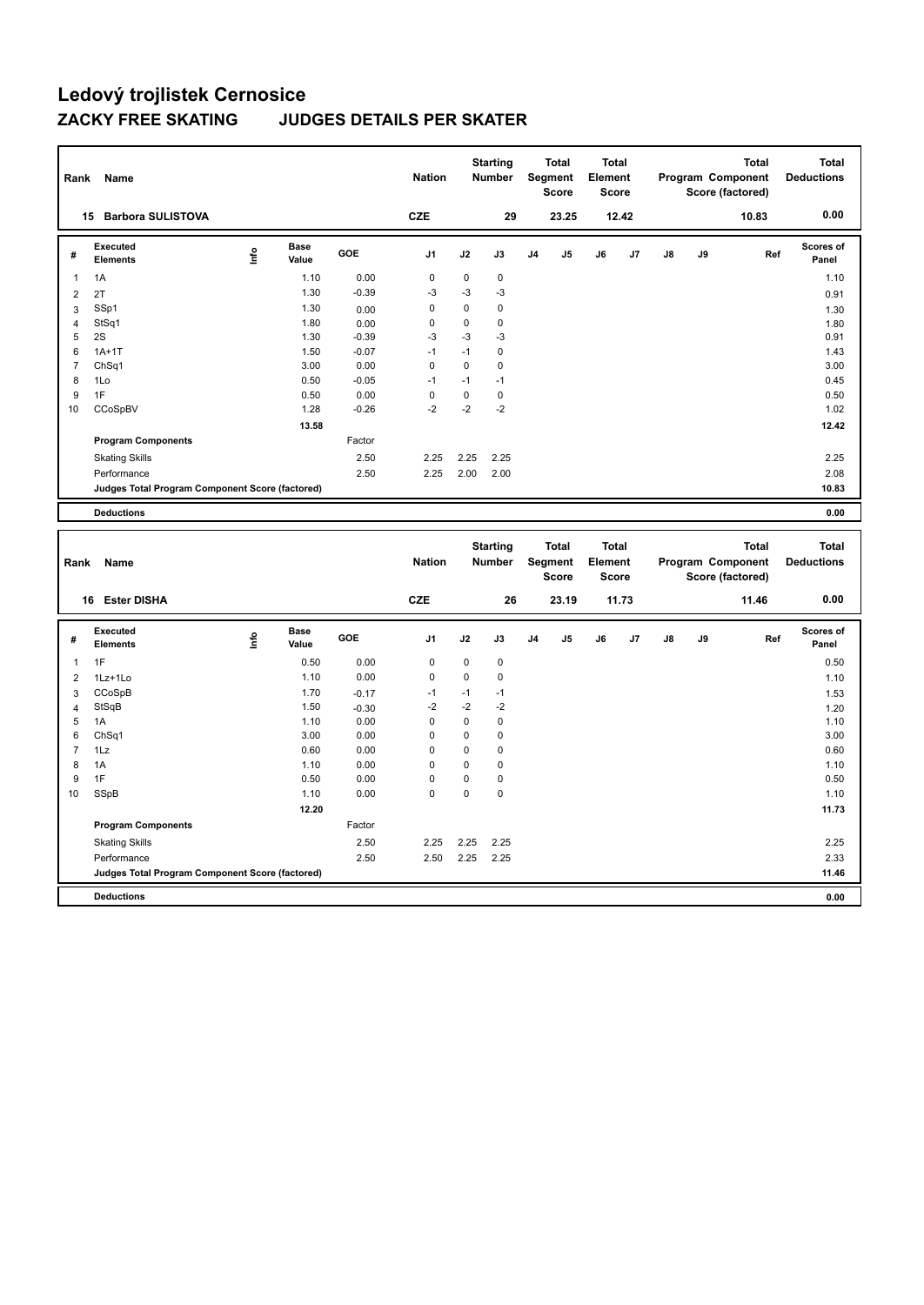# Ledový trojlistek Cernosice

## ZACKY FREE SKATING JUDGES DETAILS PER SKATER

| Rank | Name | Nation | Starting Number | Total Segment Score | Total Element Score | Total Program Component Score (factored) | Total Deductions |
|---|---|---|---|---|---|---|---|
| 15 | Barbora SULISTOVA | CZE | 29 | 23.25 | 12.42 | 10.83 | 0.00 |

| # | Executed Elements | Info | Base Value | GOE | J1 | J2 | J3 | J4 | J5 | J6 | J7 | J8 | J9 | Ref | Scores of Panel |
|---|---|---|---|---|---|---|---|---|---|---|---|---|---|---|---|
| 1 | 1A | | 1.10 | 0.00 | 0 | 0 | 0 | | | | | | | | 1.10 |
| 2 | 2T | | 1.30 | -0.39 | -3 | -3 | -3 | | | | | | | | 0.91 |
| 3 | SSp1 | | 1.30 | 0.00 | 0 | 0 | 0 | | | | | | | | 1.30 |
| 4 | StSq1 | | 1.80 | 0.00 | 0 | 0 | 0 | | | | | | | | 1.80 |
| 5 | 2S | | 1.30 | -0.39 | -3 | -3 | -3 | | | | | | | | 0.91 |
| 6 | 1A+1T | | 1.50 | -0.07 | -1 | -1 | 0 | | | | | | | | 1.43 |
| 7 | ChSq1 | | 3.00 | 0.00 | 0 | 0 | 0 | | | | | | | | 3.00 |
| 8 | 1Lo | | 0.50 | -0.05 | -1 | -1 | -1 | | | | | | | | 0.45 |
| 9 | 1F | | 0.50 | 0.00 | 0 | 0 | 0 | | | | | | | | 0.50 |
| 10 | CCoSpBV | | 1.28 | -0.26 | -2 | -2 | -2 | | | | | | | | 1.02 |
| | | | 13.58 | | | | | | | | | | | | 12.42 |
| | Program Components | | | Factor | | | | | | | | | | | |
| | Skating Skills | | | 2.50 | 2.25 | 2.25 | 2.25 | | | | | | | | 2.25 |
| | Performance | | | 2.50 | 2.25 | 2.00 | 2.00 | | | | | | | | 2.08 |
| | Judges Total Program Component Score (factored) | | | | | | | | | | | | | | 10.83 |
| | Deductions | | | | | | | | | | | | | | 0.00 |

| Rank | Name | Nation | Starting Number | Total Segment Score | Total Element Score | Total Program Component Score (factored) | Total Deductions |
|---|---|---|---|---|---|---|---|
| 16 | Ester DISHA | CZE | 26 | 23.19 | 11.73 | 11.46 | 0.00 |

| # | Executed Elements | Info | Base Value | GOE | J1 | J2 | J3 | J4 | J5 | J6 | J7 | J8 | J9 | Ref | Scores of Panel |
|---|---|---|---|---|---|---|---|---|---|---|---|---|---|---|---|
| 1 | 1F | | 0.50 | 0.00 | 0 | 0 | 0 | | | | | | | | 0.50 |
| 2 | 1Lz+1Lo | | 1.10 | 0.00 | 0 | 0 | 0 | | | | | | | | 1.10 |
| 3 | CCoSpB | | 1.70 | -0.17 | -1 | -1 | -1 | | | | | | | | 1.53 |
| 4 | StSqB | | 1.50 | -0.30 | -2 | -2 | -2 | | | | | | | | 1.20 |
| 5 | 1A | | 1.10 | 0.00 | 0 | 0 | 0 | | | | | | | | 1.10 |
| 6 | ChSq1 | | 3.00 | 0.00 | 0 | 0 | 0 | | | | | | | | 3.00 |
| 7 | 1Lz | | 0.60 | 0.00 | 0 | 0 | 0 | | | | | | | | 0.60 |
| 8 | 1A | | 1.10 | 0.00 | 0 | 0 | 0 | | | | | | | | 1.10 |
| 9 | 1F | | 0.50 | 0.00 | 0 | 0 | 0 | | | | | | | | 0.50 |
| 10 | SSpB | | 1.10 | 0.00 | 0 | 0 | 0 | | | | | | | | 1.10 |
| | | | 12.20 | | | | | | | | | | | | 11.73 |
| | Program Components | | | Factor | | | | | | | | | | | |
| | Skating Skills | | | 2.50 | 2.25 | 2.25 | 2.25 | | | | | | | | 2.25 |
| | Performance | | | 2.50 | 2.50 | 2.25 | 2.25 | | | | | | | | 2.33 |
| | Judges Total Program Component Score (factored) | | | | | | | | | | | | | | 11.46 |
| | Deductions | | | | | | | | | | | | | | 0.00 |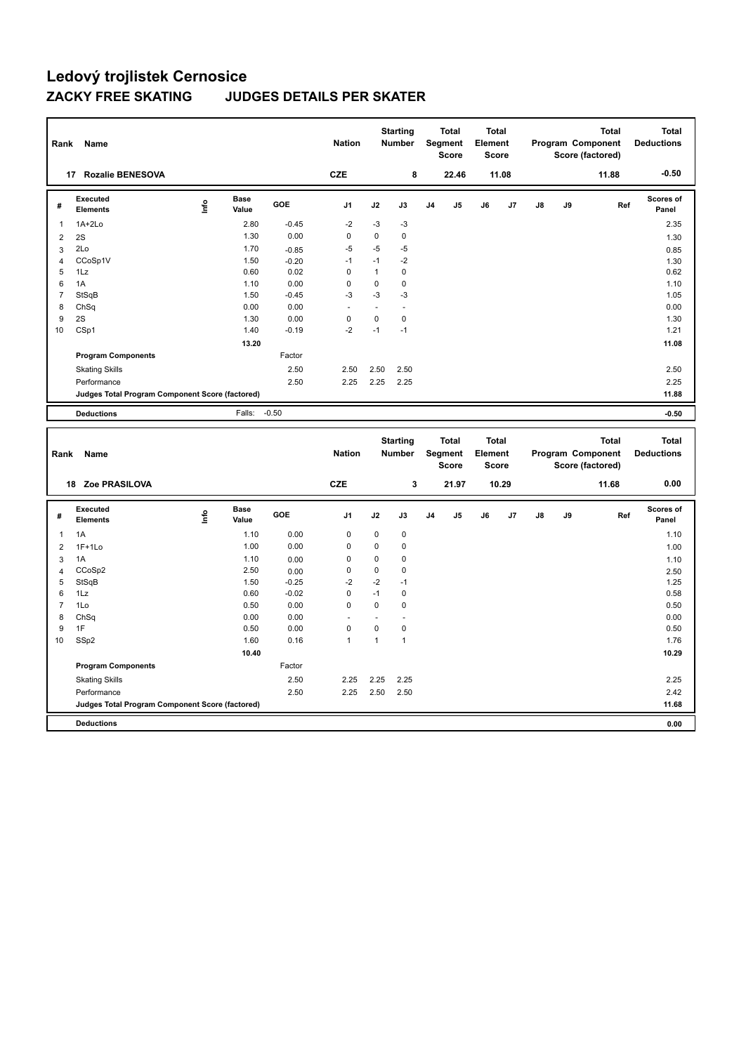# Ledový trojlistek Cernosice

## ZACKY FREE SKATING JUDGES DETAILS PER SKATER

| Rank | Name | Nation | Starting Number | Total Segment Score | Total Element Score | Total Program Component Score (factored) | Total Deductions |
|---|---|---|---|---|---|---|---|
| 17 | Rozalie BENESOVA | CZE | 8 | 22.46 | 11.08 | 11.88 | -0.50 |

| # | Executed Elements | Info | Base Value | GOE | J1 | J2 | J3 | J4 | J5 | J6 | J7 | J8 | J9 | Ref | Scores of Panel |
|---|---|---|---|---|---|---|---|---|---|---|---|---|---|---|---|
| 1 | 1A+2Lo | | 2.80 | -0.45 | -2 | -3 | -3 | | | | | | | | 2.35 |
| 2 | 2S | | 1.30 | 0.00 | 0 | 0 | 0 | | | | | | | | 1.30 |
| 3 | 2Lo | | 1.70 | -0.85 | -5 | -5 | -5 | | | | | | | | 0.85 |
| 4 | CCoSp1V | | 1.50 | -0.20 | -1 | -1 | -2 | | | | | | | | 1.30 |
| 5 | 1Lz | | 0.60 | 0.02 | 0 | 1 | 0 | | | | | | | | 0.62 |
| 6 | 1A | | 1.10 | 0.00 | 0 | 0 | 0 | | | | | | | | 1.10 |
| 7 | StSqB | | 1.50 | -0.45 | -3 | -3 | -3 | | | | | | | | 1.05 |
| 8 | ChSq | | 0.00 | 0.00 | - | - | - | | | | | | | | 0.00 |
| 9 | 2S | | 1.30 | 0.00 | 0 | 0 | 0 | | | | | | | | 1.30 |
| 10 | CSp1 | | 1.40 | -0.19 | -2 | -1 | -1 | | | | | | | | 1.21 |
| | | | 13.20 | | | | | | | | | | | | 11.08 |
| | **Program Components** | | | Factor | | | | | | | | | | | |
| | Skating Skills | | | 2.50 | 2.50 | 2.50 | 2.50 | | | | | | | | 2.50 |
| | Performance | | | 2.50 | 2.25 | 2.25 | 2.25 | | | | | | | | 2.25 |
| | **Judges Total Program Component Score (factored)** | | | | | | | | | | | | | | 11.88 |
| | **Deductions** | | Falls: | -0.50 | | | | | | | | | | | -0.50 |

| Rank | Name | Nation | Starting Number | Total Segment Score | Total Element Score | Total Program Component Score (factored) | Total Deductions |
|---|---|---|---|---|---|---|---|
| 18 | Zoe PRASILOVA | CZE | 3 | 21.97 | 10.29 | 11.68 | 0.00 |

| # | Executed Elements | Info | Base Value | GOE | J1 | J2 | J3 | J4 | J5 | J6 | J7 | J8 | J9 | Ref | Scores of Panel |
|---|---|---|---|---|---|---|---|---|---|---|---|---|---|---|---|
| 1 | 1A | | 1.10 | 0.00 | 0 | 0 | 0 | | | | | | | | 1.10 |
| 2 | 1F+1Lo | | 1.00 | 0.00 | 0 | 0 | 0 | | | | | | | | 1.00 |
| 3 | 1A | | 1.10 | 0.00 | 0 | 0 | 0 | | | | | | | | 1.10 |
| 4 | CCoSp2 | | 2.50 | 0.00 | 0 | 0 | 0 | | | | | | | | 2.50 |
| 5 | StSqB | | 1.50 | -0.25 | -2 | -2 | -1 | | | | | | | | 1.25 |
| 6 | 1Lz | | 0.60 | -0.02 | 0 | -1 | 0 | | | | | | | | 0.58 |
| 7 | 1Lo | | 0.50 | 0.00 | 0 | 0 | 0 | | | | | | | | 0.50 |
| 8 | ChSq | | 0.00 | 0.00 | - | - | - | | | | | | | | 0.00 |
| 9 | 1F | | 0.50 | 0.00 | 0 | 0 | 0 | | | | | | | | 0.50 |
| 10 | SSp2 | | 1.60 | 0.16 | 1 | 1 | 1 | | | | | | | | 1.76 |
| | | | 10.40 | | | | | | | | | | | | 10.29 |
| | **Program Components** | | | Factor | | | | | | | | | | | |
| | Skating Skills | | | 2.50 | 2.25 | 2.25 | 2.25 | | | | | | | | 2.25 |
| | Performance | | | 2.50 | 2.25 | 2.50 | 2.50 | | | | | | | | 2.42 |
| | **Judges Total Program Component Score (factored)** | | | | | | | | | | | | | | 11.68 |
| | **Deductions** | | | | | | | | | | | | | | 0.00 |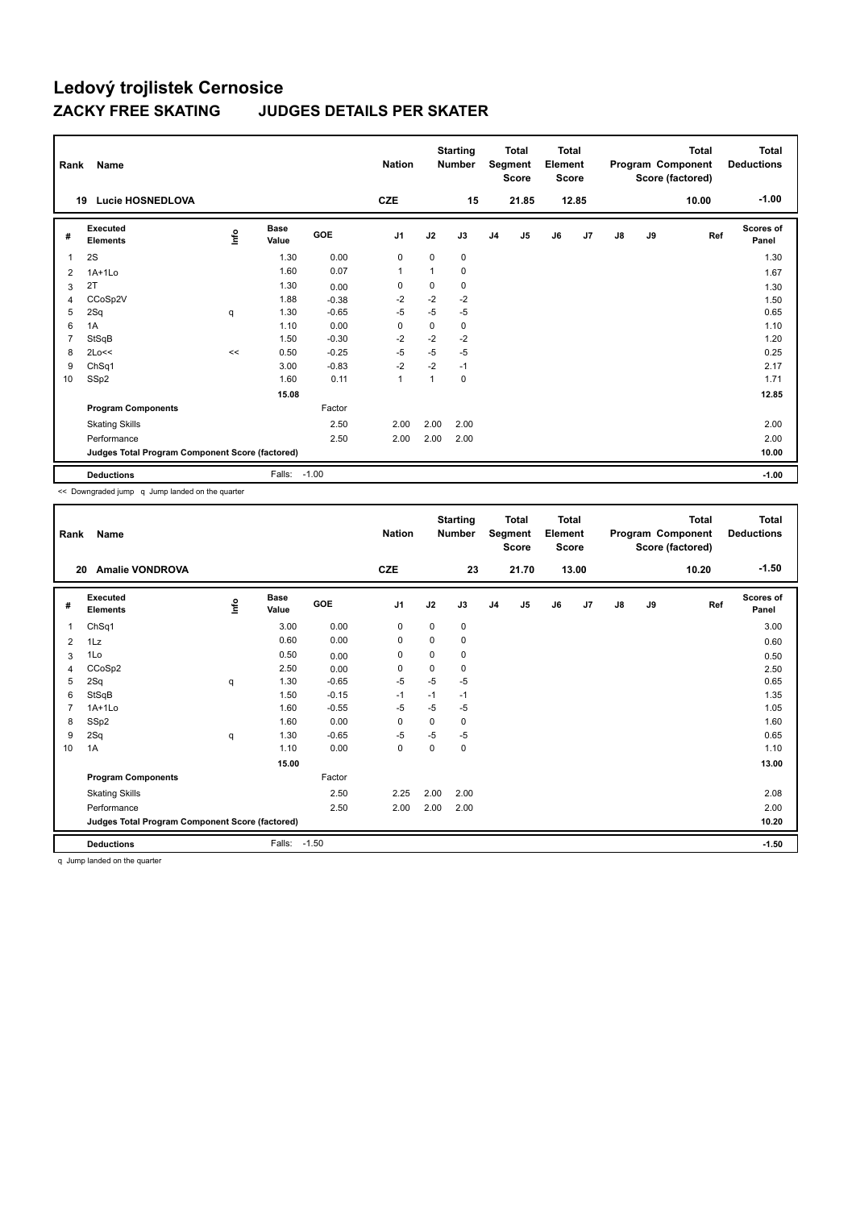# Ledový trojlistek Cernosice

## ZACKY FREE SKATING JUDGES DETAILS PER SKATER

| Rank | Name | Nation | Starting Number | Total Segment Score | Total Element Score | Total Program Component Score (factored) | Total Deductions |
|---|---|---|---|---|---|---|---|
| 19 | Lucie HOSNEDLOVA | CZE | 15 | 21.85 | 12.85 | 10.00 | -1.00 |

| # | Executed Elements | Info | Base Value | GOE | J1 | J2 | J3 | J4 | J5 | J6 | J7 | J8 | J9 | Ref | Scores of Panel |
|---|---|---|---|---|---|---|---|---|---|---|---|---|---|---|---|
| 1 | 2S | | 1.30 | 0.00 | 0 | 0 | 0 | | | | | | | | 1.30 |
| 2 | 1A+1Lo | | 1.60 | 0.07 | 1 | 1 | 0 | | | | | | | | 1.67 |
| 3 | 2T | | 1.30 | 0.00 | 0 | 0 | 0 | | | | | | | | 1.30 |
| 4 | CCoSp2V | | 1.88 | -0.38 | -2 | -2 | -2 | | | | | | | | 1.50 |
| 5 | 2Sq | q | 1.30 | -0.65 | -5 | -5 | -5 | | | | | | | | 0.65 |
| 6 | 1A | | 1.10 | 0.00 | 0 | 0 | 0 | | | | | | | | 1.10 |
| 7 | StSqB | | 1.50 | -0.30 | -2 | -2 | -2 | | | | | | | | 1.20 |
| 8 | 2Lo<< | << | 0.50 | -0.25 | -5 | -5 | -5 | | | | | | | | 0.25 |
| 9 | ChSq1 | | 3.00 | -0.83 | -2 | -2 | -1 | | | | | | | | 2.17 |
| 10 | SSp2 | | 1.60 | 0.11 | 1 | 1 | 0 | | | | | | | | 1.71 |
| | | | 15.08 | | | | | | | | | | | | 12.85 |
| | Program Components | | | Factor | | | | | | | | | | | |
| | Skating Skills | | | 2.50 | 2.00 | 2.00 | 2.00 | | | | | | | | 2.00 |
| | Performance | | | 2.50 | 2.00 | 2.00 | 2.00 | | | | | | | | 2.00 |
| | Judges Total Program Component Score (factored) | | | | | | | | | | | | | | 10.00 |
| | Deductions | | Falls: | -1.00 | | | | | | | | | | | -1.00 |

<< Downgraded jump q Jump landed on the quarter

| Rank | Name | Nation | Starting Number | Total Segment Score | Total Element Score | Total Program Component Score (factored) | Total Deductions |
|---|---|---|---|---|---|---|---|
| 20 | Amalie VONDROVA | CZE | 23 | 21.70 | 13.00 | 10.20 | -1.50 |

| # | Executed Elements | Info | Base Value | GOE | J1 | J2 | J3 | J4 | J5 | J6 | J7 | J8 | J9 | Ref | Scores of Panel |
|---|---|---|---|---|---|---|---|---|---|---|---|---|---|---|---|
| 1 | ChSq1 | | 3.00 | 0.00 | 0 | 0 | 0 | | | | | | | | 3.00 |
| 2 | 1Lz | | 0.60 | 0.00 | 0 | 0 | 0 | | | | | | | | 0.60 |
| 3 | 1Lo | | 0.50 | 0.00 | 0 | 0 | 0 | | | | | | | | 0.50 |
| 4 | CCoSp2 | | 2.50 | 0.00 | 0 | 0 | 0 | | | | | | | | 2.50 |
| 5 | 2Sq | q | 1.30 | -0.65 | -5 | -5 | -5 | | | | | | | | 0.65 |
| 6 | StSqB | | 1.50 | -0.15 | -1 | -1 | -1 | | | | | | | | 1.35 |
| 7 | 1A+1Lo | | 1.60 | -0.55 | -5 | -5 | -5 | | | | | | | | 1.05 |
| 8 | SSp2 | | 1.60 | 0.00 | 0 | 0 | 0 | | | | | | | | 1.60 |
| 9 | 2Sq | q | 1.30 | -0.65 | -5 | -5 | -5 | | | | | | | | 0.65 |
| 10 | 1A | | 1.10 | 0.00 | 0 | 0 | 0 | | | | | | | | 1.10 |
| | | | 15.00 | | | | | | | | | | | | 13.00 |
| | Program Components | | | Factor | | | | | | | | | | | |
| | Skating Skills | | | 2.50 | 2.25 | 2.00 | 2.00 | | | | | | | | 2.08 |
| | Performance | | | 2.50 | 2.00 | 2.00 | 2.00 | | | | | | | | 2.00 |
| | Judges Total Program Component Score (factored) | | | | | | | | | | | | | | 10.20 |
| | Deductions | | Falls: | -1.50 | | | | | | | | | | | -1.50 |

q Jump landed on the quarter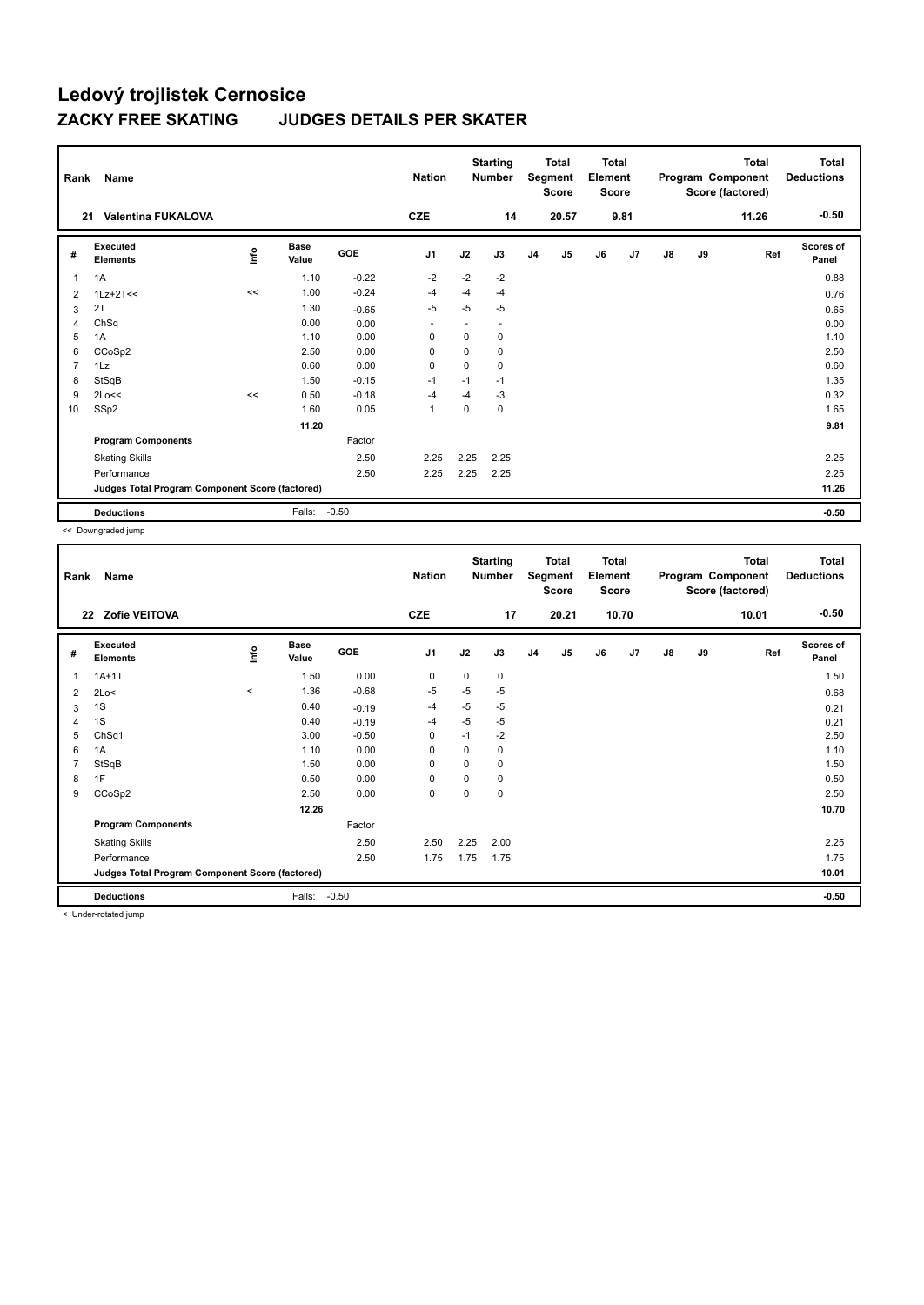# Ledový trojlistek Cernosice

## ZACKY FREE SKATING JUDGES DETAILS PER SKATER

| Rank | Name | Nation | Starting Number | Total Segment Score | Total Element Score | Total Program Component Score (factored) | Total Deductions |
|---|---|---|---|---|---|---|---|
| 21 | Valentina FUKALOVA | CZE | 14 | 20.57 | 9.81 | 11.26 | -0.50 |

| # | Executed Elements | Info | Base Value | GOE | J1 | J2 | J3 | J4 | J5 | J6 | J7 | J8 | J9 | Ref | Scores of Panel |
|---|---|---|---|---|---|---|---|---|---|---|---|---|---|---|---|
| 1 | 1A | | 1.10 | -0.22 | -2 | -2 | -2 | | | | | | | | 0.88 |
| 2 | 1Lz+2T<< | << | 1.00 | -0.24 | -4 | -4 | -4 | | | | | | | | 0.76 |
| 3 | 2T | | 1.30 | -0.65 | -5 | -5 | -5 | | | | | | | | 0.65 |
| 4 | ChSq | | 0.00 | 0.00 | - | - | - | | | | | | | | 0.00 |
| 5 | 1A | | 1.10 | 0.00 | 0 | 0 | 0 | | | | | | | | 1.10 |
| 6 | CCoSp2 | | 2.50 | 0.00 | 0 | 0 | 0 | | | | | | | | 2.50 |
| 7 | 1Lz | | 0.60 | 0.00 | 0 | 0 | 0 | | | | | | | | 0.60 |
| 8 | StSqB | | 1.50 | -0.15 | -1 | -1 | -1 | | | | | | | | 1.35 |
| 9 | 2Lo<< | << | 0.50 | -0.18 | -4 | -4 | -3 | | | | | | | | 0.32 |
| 10 | SSp2 | | 1.60 | 0.05 | 1 | 0 | 0 | | | | | | | | 1.65 |
| | | | 11.20 | | | | | | | | | | | | 9.81 |
| | Program Components | | | Factor | | | | | | | | | | | |
| | Skating Skills | | | 2.50 | 2.25 | 2.25 | 2.25 | | | | | | | | 2.25 |
| | Performance | | | 2.50 | 2.25 | 2.25 | 2.25 | | | | | | | | 2.25 |
| | Judges Total Program Component Score (factored) | | | | | | | | | | | | | | 11.26 |
| | Deductions | | Falls: | -0.50 | | | | | | | | | | | -0.50 |

<< Downgraded jump

| Rank | Name | Nation | Starting Number | Total Segment Score | Total Element Score | Total Program Component Score (factored) | Total Deductions |
|---|---|---|---|---|---|---|---|
| 22 | Zofie VEITOVA | CZE | 17 | 20.21 | 10.70 | 10.01 | -0.50 |

| # | Executed Elements | Info | Base Value | GOE | J1 | J2 | J3 | J4 | J5 | J6 | J7 | J8 | J9 | Ref | Scores of Panel |
|---|---|---|---|---|---|---|---|---|---|---|---|---|---|---|---|
| 1 | 1A+1T | | 1.50 | 0.00 | 0 | 0 | 0 | | | | | | | | 1.50 |
| 2 | 2Lo< | < | 1.36 | -0.68 | -5 | -5 | -5 | | | | | | | | 0.68 |
| 3 | 1S | | 0.40 | -0.19 | -4 | -5 | -5 | | | | | | | | 0.21 |
| 4 | 1S | | 0.40 | -0.19 | -4 | -5 | -5 | | | | | | | | 0.21 |
| 5 | ChSq1 | | 3.00 | -0.50 | 0 | -1 | -2 | | | | | | | | 2.50 |
| 6 | 1A | | 1.10 | 0.00 | 0 | 0 | 0 | | | | | | | | 1.10 |
| 7 | StSqB | | 1.50 | 0.00 | 0 | 0 | 0 | | | | | | | | 1.50 |
| 8 | 1F | | 0.50 | 0.00 | 0 | 0 | 0 | | | | | | | | 0.50 |
| 9 | CCoSp2 | | 2.50 | 0.00 | 0 | 0 | 0 | | | | | | | | 2.50 |
| | | | 12.26 | | | | | | | | | | | | 10.70 |
| | Program Components | | | Factor | | | | | | | | | | | |
| | Skating Skills | | | 2.50 | 2.50 | 2.25 | 2.00 | | | | | | | | 2.25 |
| | Performance | | | 2.50 | 1.75 | 1.75 | 1.75 | | | | | | | | 1.75 |
| | Judges Total Program Component Score (factored) | | | | | | | | | | | | | | 10.01 |
| | Deductions | | Falls: | -0.50 | | | | | | | | | | | -0.50 |

< Under-rotated jump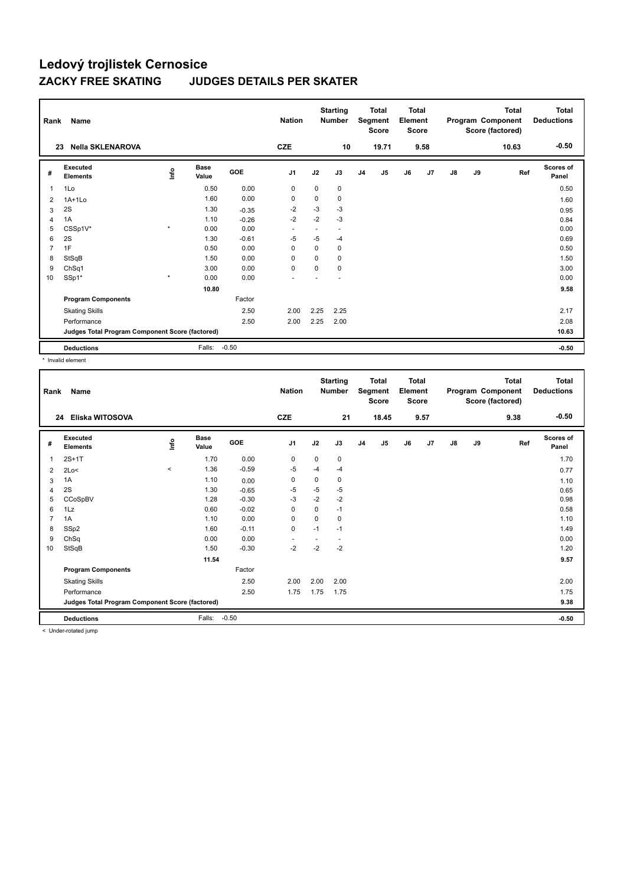# Ledový trojlistek Cernosice

## ZACKY FREE SKATING JUDGES DETAILS PER SKATER

| Rank | Name | Nation | Starting Number | Total Segment Score | Total Element Score | Total Program Component Score (factored) | Total Deductions |
|---|---|---|---|---|---|---|---|
| 23 | Nella SKLENAROVA | CZE | 10 | 19.71 | 9.58 | 10.63 | -0.50 |

| # | Executed Elements | Info | Base Value | GOE | J1 | J2 | J3 | J4 | J5 | J6 | J7 | J8 | J9 | Ref | Scores of Panel |
|---|---|---|---|---|---|---|---|---|---|---|---|---|---|---|---|
| 1 | 1Lo | | 0.50 | 0.00 | 0 | 0 | 0 | | | | | | | | 0.50 |
| 2 | 1A+1Lo | | 1.60 | 0.00 | 0 | 0 | 0 | | | | | | | | 1.60 |
| 3 | 2S | | 1.30 | -0.35 | -2 | -3 | -3 | | | | | | | | 0.95 |
| 4 | 1A | | 1.10 | -0.26 | -2 | -2 | -3 | | | | | | | | 0.84 |
| 5 | CSSp1V* | * | 0.00 | 0.00 | - | - | - | | | | | | | | 0.00 |
| 6 | 2S | | 1.30 | -0.61 | -5 | -5 | -4 | | | | | | | | 0.69 |
| 7 | 1F | | 0.50 | 0.00 | 0 | 0 | 0 | | | | | | | | 0.50 |
| 8 | StSqB | | 1.50 | 0.00 | 0 | 0 | 0 | | | | | | | | 1.50 |
| 9 | ChSq1 | | 3.00 | 0.00 | 0 | 0 | 0 | | | | | | | | 3.00 |
| 10 | SSp1* | * | 0.00 | 0.00 | - | - | - | | | | | | | | 0.00 |
| | | | 10.80 | | | | | | | | | | | | 9.58 |
| | **Program Components** | | | Factor | | | | | | | | | | | |
| | Skating Skills | | | 2.50 | 2.00 | 2.25 | 2.25 | | | | | | | | 2.17 |
| | Performance | | | 2.50 | 2.00 | 2.25 | 2.00 | | | | | | | | 2.08 |
| | **Judges Total Program Component Score (factored)** | | | | | | | | | | | | | | 10.63 |
| | **Deductions** | | Falls: | -0.50 | | | | | | | | | | | -0.50 |

\* Invalid element

| Rank | Name | Nation | Starting Number | Total Segment Score | Total Element Score | Total Program Component Score (factored) | Total Deductions |
|---|---|---|---|---|---|---|---|
| 24 | Eliska WITOSOVA | CZE | 21 | 18.45 | 9.57 | 9.38 | -0.50 |

| # | Executed Elements | Info | Base Value | GOE | J1 | J2 | J3 | J4 | J5 | J6 | J7 | J8 | J9 | Ref | Scores of Panel |
|---|---|---|---|---|---|---|---|---|---|---|---|---|---|---|---|
| 1 | 2S+1T | | 1.70 | 0.00 | 0 | 0 | 0 | | | | | | | | 1.70 |
| 2 | 2Lo< | < | 1.36 | -0.59 | -5 | -4 | -4 | | | | | | | | 0.77 |
| 3 | 1A | | 1.10 | 0.00 | 0 | 0 | 0 | | | | | | | | 1.10 |
| 4 | 2S | | 1.30 | -0.65 | -5 | -5 | -5 | | | | | | | | 0.65 |
| 5 | CCoSpBV | | 1.28 | -0.30 | -3 | -2 | -2 | | | | | | | | 0.98 |
| 6 | 1Lz | | 0.60 | -0.02 | 0 | 0 | -1 | | | | | | | | 0.58 |
| 7 | 1A | | 1.10 | 0.00 | 0 | 0 | 0 | | | | | | | | 1.10 |
| 8 | SSp2 | | 1.60 | -0.11 | 0 | -1 | -1 | | | | | | | | 1.49 |
| 9 | ChSq | | 0.00 | 0.00 | - | - | - | | | | | | | | 0.00 |
| 10 | StSqB | | 1.50 | -0.30 | -2 | -2 | -2 | | | | | | | | 1.20 |
| | | | 11.54 | | | | | | | | | | | | 9.57 |
| | **Program Components** | | | Factor | | | | | | | | | | | |
| | Skating Skills | | | 2.50 | 2.00 | 2.00 | 2.00 | | | | | | | | 2.00 |
| | Performance | | | 2.50 | 1.75 | 1.75 | 1.75 | | | | | | | | 1.75 |
| | **Judges Total Program Component Score (factored)** | | | | | | | | | | | | | | 9.38 |
| | **Deductions** | | Falls: | -0.50 | | | | | | | | | | | -0.50 |

< Under-rotated jump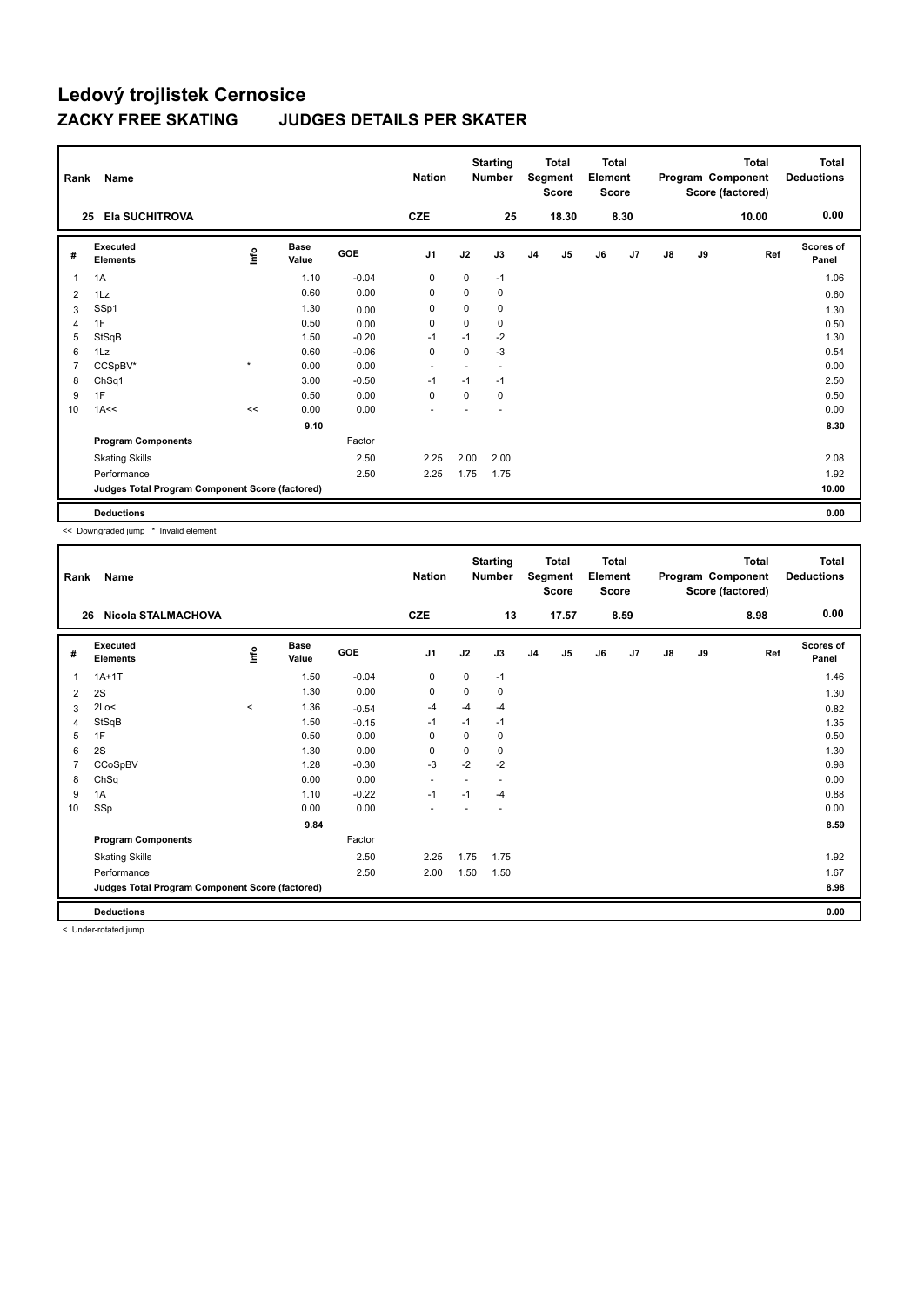# Ledový trojlistek Cernosice

## ZACKY FREE SKATING JUDGES DETAILS PER SKATER

| Rank | Name | | | | Nation | | Starting Number | | Total Segment Score | | Total Element Score | | | Total Program Component Score (factored) | | Total Deductions |
|---|---|---|---|---|---|---|---|---|---|---|---|---|---|---|---|---|
| 25 | Ela SUCHITROVA | | | | CZE | | 25 | | 18.30 | | 8.30 | | | 10.00 | | 0.00 |

| # | Executed Elements | Info | Base Value | GOE | J1 | J2 | J3 | J4 | J5 | J6 | J7 | J8 | J9 | Ref | Scores of Panel |
|---|---|---|---|---|---|---|---|---|---|---|---|---|---|---|---|
| 1 | 1A | | 1.10 | -0.04 | 0 | 0 | -1 | | | | | | | | 1.06 |
| 2 | 1Lz | | 0.60 | 0.00 | 0 | 0 | 0 | | | | | | | | 0.60 |
| 3 | SSp1 | | 1.30 | 0.00 | 0 | 0 | 0 | | | | | | | | 1.30 |
| 4 | 1F | | 0.50 | 0.00 | 0 | 0 | 0 | | | | | | | | 0.50 |
| 5 | StSqB | | 1.50 | -0.20 | -1 | -1 | -2 | | | | | | | | 1.30 |
| 6 | 1Lz | | 0.60 | -0.06 | 0 | 0 | -3 | | | | | | | | 0.54 |
| 7 | CCSpBV* | * | 0.00 | 0.00 | - | - | - | | | | | | | | 0.00 |
| 8 | ChSq1 | | 3.00 | -0.50 | -1 | -1 | -1 | | | | | | | | 2.50 |
| 9 | 1F | | 0.50 | 0.00 | 0 | 0 | 0 | | | | | | | | 0.50 |
| 10 | 1A<< | << | 0.00 | 0.00 | - | - | - | | | | | | | | 0.00 |
| | | | 9.10 | | | | | | | | | | | | 8.30 |
| | Program Components | | | Factor | | | | | | | | | | | |
| | Skating Skills | | | 2.50 | 2.25 | 2.00 | 2.00 | | | | | | | | 2.08 |
| | Performance | | | 2.50 | 2.25 | 1.75 | 1.75 | | | | | | | | 1.92 |
| | Judges Total Program Component Score (factored) | | | | | | | | | | | | | | 10.00 |
| | Deductions | | | | | | | | | | | | | | 0.00 |

<< Downgraded jump * Invalid element

| Rank | Name | | | | Nation | | Starting Number | | Total Segment Score | | Total Element Score | | | Total Program Component Score (factored) | | Total Deductions |
|---|---|---|---|---|---|---|---|---|---|---|---|---|---|---|---|---|
| 26 | Nicola STALMACHOVA | | | | CZE | | 13 | | 17.57 | | 8.59 | | | 8.98 | | 0.00 |

| # | Executed Elements | Info | Base Value | GOE | J1 | J2 | J3 | J4 | J5 | J6 | J7 | J8 | J9 | Ref | Scores of Panel |
|---|---|---|---|---|---|---|---|---|---|---|---|---|---|---|---|
| 1 | 1A+1T | | 1.50 | -0.04 | 0 | 0 | -1 | | | | | | | | 1.46 |
| 2 | 2S | | 1.30 | 0.00 | 0 | 0 | 0 | | | | | | | | 1.30 |
| 3 | 2Lo< | < | 1.36 | -0.54 | -4 | -4 | -4 | | | | | | | | 0.82 |
| 4 | StSqB | | 1.50 | -0.15 | -1 | -1 | -1 | | | | | | | | 1.35 |
| 5 | 1F | | 0.50 | 0.00 | 0 | 0 | 0 | | | | | | | | 0.50 |
| 6 | 2S | | 1.30 | 0.00 | 0 | 0 | 0 | | | | | | | | 1.30 |
| 7 | CCoSpBV | | 1.28 | -0.30 | -3 | -2 | -2 | | | | | | | | 0.98 |
| 8 | ChSq | | 0.00 | 0.00 | - | - | - | | | | | | | | 0.00 |
| 9 | 1A | | 1.10 | -0.22 | -1 | -1 | -4 | | | | | | | | 0.88 |
| 10 | SSp | | 0.00 | 0.00 | - | - | - | | | | | | | | 0.00 |
| | | | 9.84 | | | | | | | | | | | | 8.59 |
| | Program Components | | | Factor | | | | | | | | | | | |
| | Skating Skills | | | 2.50 | 2.25 | 1.75 | 1.75 | | | | | | | | 1.92 |
| | Performance | | | 2.50 | 2.00 | 1.50 | 1.50 | | | | | | | | 1.67 |
| | Judges Total Program Component Score (factored) | | | | | | | | | | | | | | 8.98 |
| | Deductions | | | | | | | | | | | | | | 0.00 |

< Under-rotated jump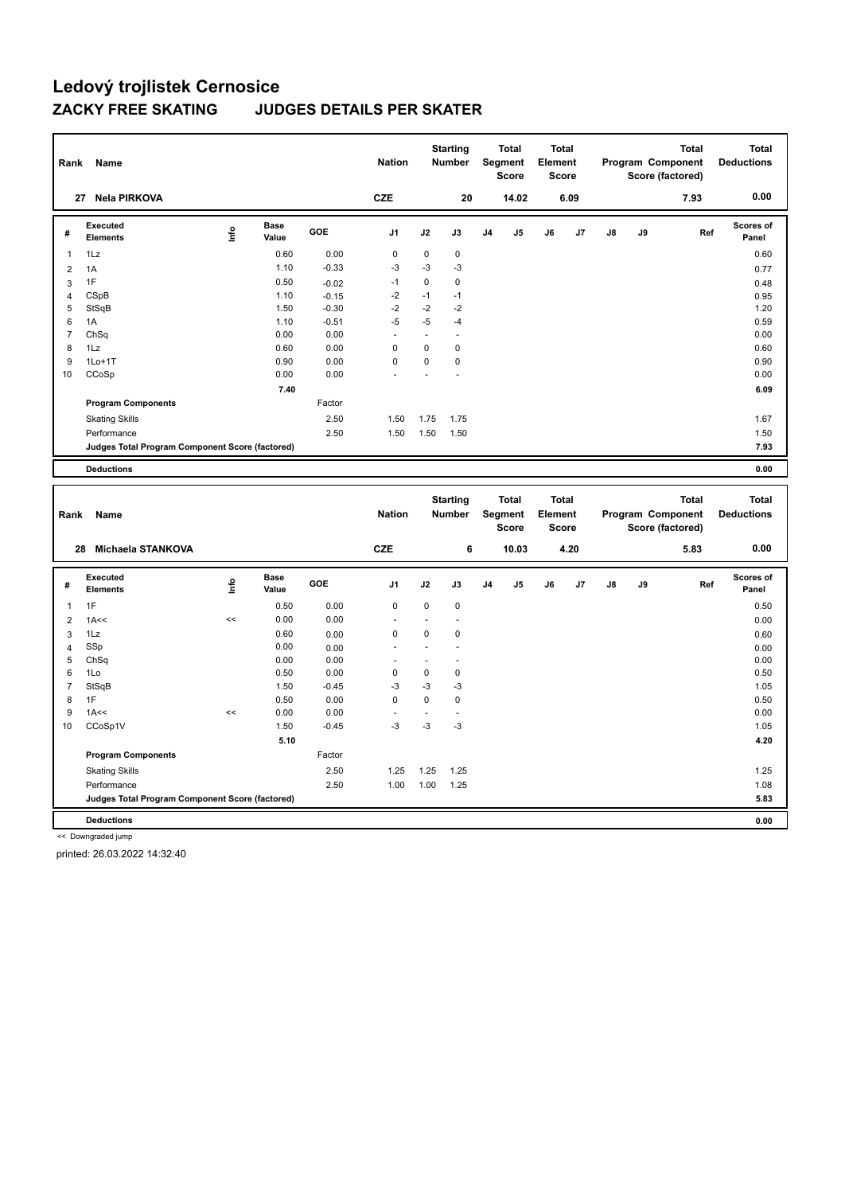# Ledový trojlístek Cernosice

## ZACKY FREE SKATING JUDGES DETAILS PER SKATER

| Rank | Name | Nation | Starting Number | Total Segment Score | Total Element Score | Total Program Component Score (factored) | Total Deductions |
|---|---|---|---|---|---|---|---|
| 27 | Nela PIRKOVA | CZE | 20 | 14.02 | 6.09 | 7.93 | 0.00 |

| # | Executed Elements | Info | Base Value | GOE | J1 | J2 | J3 | J4 | J5 | J6 | J7 | J8 | J9 | Ref | Scores of Panel |
|---|---|---|---|---|---|---|---|---|---|---|---|---|---|---|---|
| 1 | 1Lz | | 0.60 | 0.00 | 0 | 0 | 0 | | | | | | | | 0.60 |
| 2 | 1A | | 1.10 | -0.33 | -3 | -3 | -3 | | | | | | | | 0.77 |
| 3 | 1F | | 0.50 | -0.02 | -1 | 0 | 0 | | | | | | | | 0.48 |
| 4 | CSpB | | 1.10 | -0.15 | -2 | -1 | -1 | | | | | | | | 0.95 |
| 5 | StSqB | | 1.50 | -0.30 | -2 | -2 | -2 | | | | | | | | 1.20 |
| 6 | 1A | | 1.10 | -0.51 | -5 | -5 | -4 | | | | | | | | 0.59 |
| 7 | ChSq | | 0.00 | 0.00 | - | - | - | | | | | | | | 0.00 |
| 8 | 1Lz | | 0.60 | 0.00 | 0 | 0 | 0 | | | | | | | | 0.60 |
| 9 | 1Lo+1T | | 0.90 | 0.00 | 0 | 0 | 0 | | | | | | | | 0.90 |
| 10 | CCoSp | | 0.00 | 0.00 | - | - | - | | | | | | | | 0.00 |
| | | | 7.40 | | | | | | | | | | | | 6.09 |
| | Program Components | | | Factor | | | | | | | | | | | |
| | Skating Skills | | | 2.50 | 1.50 | 1.75 | 1.75 | | | | | | | | 1.67 |
| | Performance | | | 2.50 | 1.50 | 1.50 | 1.50 | | | | | | | | 1.50 |
| | Judges Total Program Component Score (factored) | | | | | | | | | | | | | | 7.93 |
| | Deductions | | | | | | | | | | | | | | 0.00 |

| Rank | Name | Nation | Starting Number | Total Segment Score | Total Element Score | Total Program Component Score (factored) | Total Deductions |
|---|---|---|---|---|---|---|---|
| 28 | Michaela STANKOVA | CZE | 6 | 10.03 | 4.20 | 5.83 | 0.00 |

| # | Executed Elements | Info | Base Value | GOE | J1 | J2 | J3 | J4 | J5 | J6 | J7 | J8 | J9 | Ref | Scores of Panel |
|---|---|---|---|---|---|---|---|---|---|---|---|---|---|---|---|
| 1 | 1F | | 0.50 | 0.00 | 0 | 0 | 0 | | | | | | | | 0.50 |
| 2 | 1A<< | << | 0.00 | 0.00 | - | - | - | | | | | | | | 0.00 |
| 3 | 1Lz | | 0.60 | 0.00 | 0 | 0 | 0 | | | | | | | | 0.60 |
| 4 | SSp | | 0.00 | 0.00 | - | - | - | | | | | | | | 0.00 |
| 5 | ChSq | | 0.00 | 0.00 | - | - | - | | | | | | | | 0.00 |
| 6 | 1Lo | | 0.50 | 0.00 | 0 | 0 | 0 | | | | | | | | 0.50 |
| 7 | StSqB | | 1.50 | -0.45 | -3 | -3 | -3 | | | | | | | | 1.05 |
| 8 | 1F | | 0.50 | 0.00 | 0 | 0 | 0 | | | | | | | | 0.50 |
| 9 | 1A<< | << | 0.00 | 0.00 | - | - | - | | | | | | | | 0.00 |
| 10 | CCoSp1V | | 1.50 | -0.45 | -3 | -3 | -3 | | | | | | | | 1.05 |
| | | | 5.10 | | | | | | | | | | | | 4.20 |
| | Program Components | | | Factor | | | | | | | | | | | |
| | Skating Skills | | | 2.50 | 1.25 | 1.25 | 1.25 | | | | | | | | 1.25 |
| | Performance | | | 2.50 | 1.00 | 1.00 | 1.25 | | | | | | | | 1.08 |
| | Judges Total Program Component Score (factored) | | | | | | | | | | | | | | 5.83 |
| | Deductions | | | | | | | | | | | | | | 0.00 |

<< Downgraded jump

printed: 26.03.2022 14:32:40